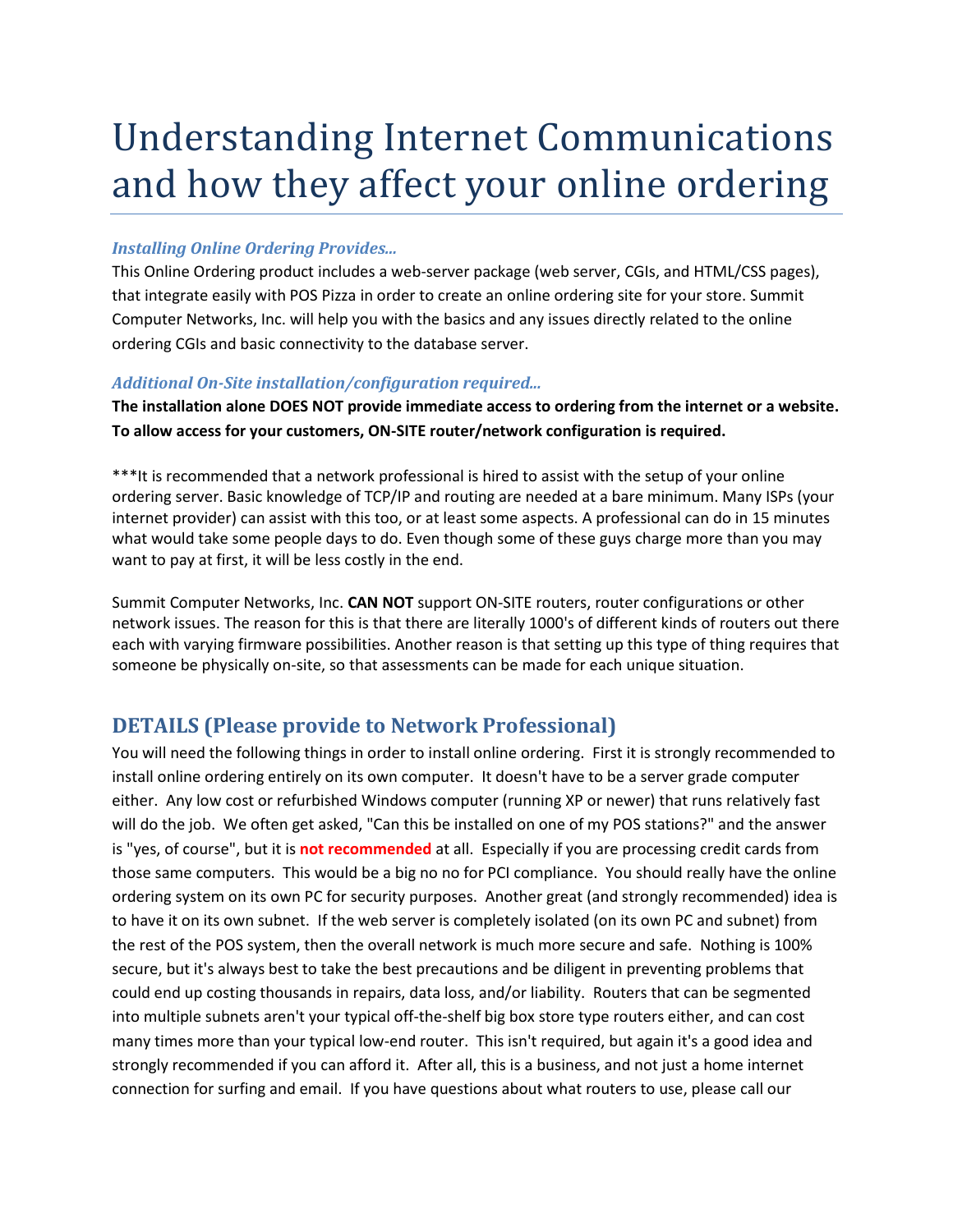# Understanding Internet Communications and how they affect your online ordering

### *Installing Online Ordering Provides...*

This Online Ordering product includes a web-server package (web server, CGIs, and HTML/CSS pages), that integrate easily with POS Pizza in order to create an online ordering site for your store. Summit Computer Networks, Inc. will help you with the basics and any issues directly related to the online ordering CGIs and basic connectivity to the database server.

### *Additional On-Site installation/configuration required...*

**The installation alone DOES NOT provide immediate access to ordering from the internet or a website. To allow access for your customers, ON-SITE router/network configuration is required.**

***It is recommended that a network professional is hired to assist with the setup of your online ordering server. Basic knowledge of TCP/IP and routing are needed at a bare minimum. Many ISPs (your internet provider) can assist with this too, or at least some aspects. A professional can do in 15 minutes what would take some people days to do. Even though some of these guys charge more than you may want to pay at first, it will be less costly in the end.

Summit Computer Networks, Inc. **CAN NOT** support ON-SITE routers, router configurations or other network issues. The reason for this is that there are literally 1000's of different kinds of routers out there each with varying firmware possibilities. Another reason is that setting up this type of thing requires that someone be physically on-site, so that assessments can be made for each unique situation.

## DETAILS (Please provide to Network Professional)

You will need the following things in order to install online ordering. First it is strongly recommended to install online ordering entirely on its own computer. It doesn't have to be a server grade computer either. Any low cost or refurbished Windows computer (running XP or newer) that runs relatively fast will do the job. We often get asked, "Can this be installed on one of my POS stations?" and the answer is "yes, of course", but it is **not recommended** at all. Especially if you are processing credit cards from those same computers. This would be a big no no for PCI compliance. You should really have the online ordering system on its own PC for security purposes. Another great (and strongly recommended) idea is to have it on its own subnet. If the web server is completely isolated (on its own PC and subnet) from the rest of the POS system, then the overall network is much more secure and safe. Nothing is 100% secure, but it's always best to take the best precautions and be diligent in preventing problems that could end up costing thousands in repairs, data loss, and/or liability. Routers that can be segmented into multiple subnets aren't your typical off-the-shelf big box store type routers either, and can cost many times more than your typical low-end router. This isn't required, but again it's a good idea and strongly recommended if you can afford it. After all, this is a business, and not just a home internet connection for surfing and email. If you have questions about what routers to use, please call our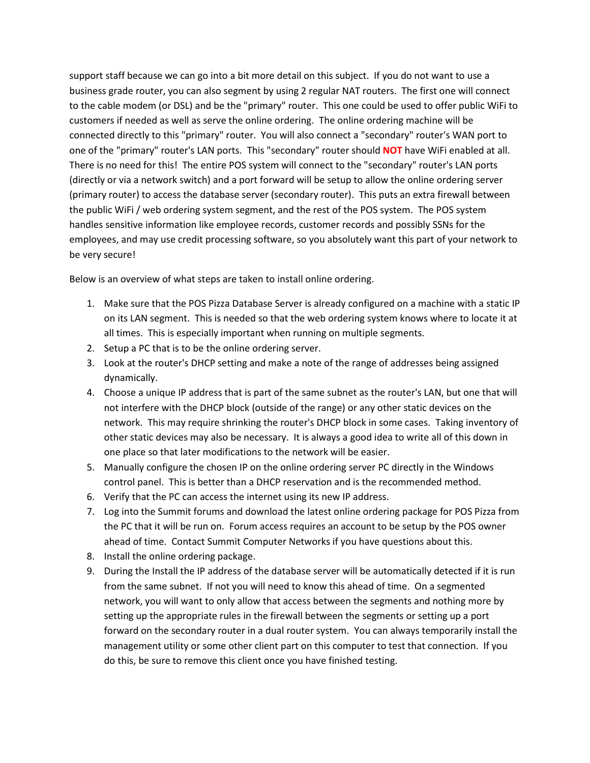support staff because we can go into a bit more detail on this subject. If you do not want to use a business grade router, you can also segment by using 2 regular NAT routers. The first one will connect to the cable modem (or DSL) and be the "primary" router. This one could be used to offer public WiFi to customers if needed as well as serve the online ordering. The online ordering machine will be connected directly to this "primary" router. You will also connect a "secondary" router's WAN port to one of the "primary" router's LAN ports. This "secondary" router should **NOT** have WiFi enabled at all. There is no need for this! The entire POS system will connect to the "secondary" router's LAN ports (directly or via a network switch) and a port forward will be setup to allow the online ordering server (primary router) to access the database server (secondary router). This puts an extra firewall between the public WiFi / web ordering system segment, and the rest of the POS system. The POS system handles sensitive information like employee records, customer records and possibly SSNs for the employees, and may use credit processing software, so you absolutely want this part of your network to be very secure!

Below is an overview of what steps are taken to install online ordering.

1. Make sure that the POS Pizza Database Server is already configured on a machine with a static IP on its LAN segment. This is needed so that the web ordering system knows where to locate it at all times. This is especially important when running on multiple segments.
2. Setup a PC that is to be the online ordering server.
3. Look at the router's DHCP setting and make a note of the range of addresses being assigned dynamically.
4. Choose a unique IP address that is part of the same subnet as the router's LAN, but one that will not interfere with the DHCP block (outside of the range) or any other static devices on the network. This may require shrinking the router's DHCP block in some cases. Taking inventory of other static devices may also be necessary. It is always a good idea to write all of this down in one place so that later modifications to the network will be easier.
5. Manually configure the chosen IP on the online ordering server PC directly in the Windows control panel. This is better than a DHCP reservation and is the recommended method.
6. Verify that the PC can access the internet using its new IP address.
7. Log into the Summit forums and download the latest online ordering package for POS Pizza from the PC that it will be run on. Forum access requires an account to be setup by the POS owner ahead of time. Contact Summit Computer Networks if you have questions about this.
8. Install the online ordering package.
9. During the Install the IP address of the database server will be automatically detected if it is run from the same subnet. If not you will need to know this ahead of time. On a segmented network, you will want to only allow that access between the segments and nothing more by setting up the appropriate rules in the firewall between the segments or setting up a port forward on the secondary router in a dual router system. You can always temporarily install the management utility or some other client part on this computer to test that connection. If you do this, be sure to remove this client once you have finished testing.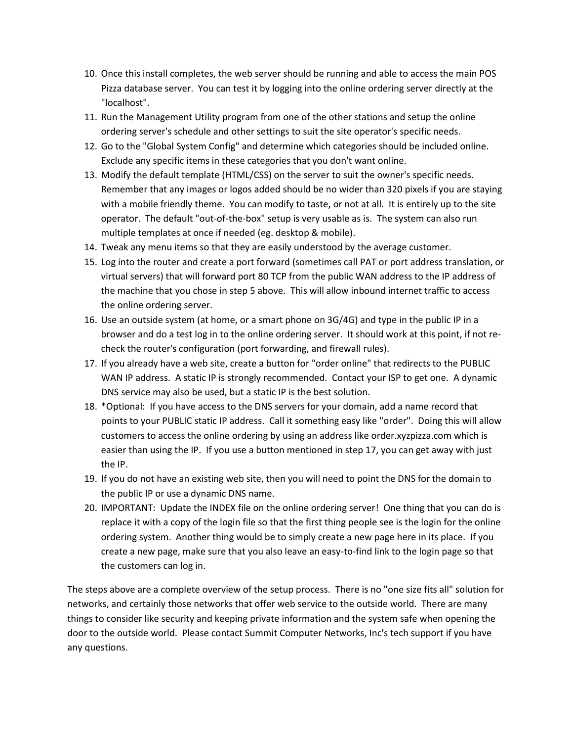10. Once this install completes, the web server should be running and able to access the main POS Pizza database server.  You can test it by logging into the online ordering server directly at the "localhost".
11. Run the Management Utility program from one of the other stations and setup the online ordering server's schedule and other settings to suit the site operator's specific needs.
12. Go to the "Global System Config" and determine which categories should be included online.  Exclude any specific items in these categories that you don't want online.
13. Modify the default template (HTML/CSS) on the server to suit the owner's specific needs.  Remember that any images or logos added should be no wider than 320 pixels if you are staying with a mobile friendly theme.  You can modify to taste, or not at all.  It is entirely up to the site operator.  The default "out-of-the-box" setup is very usable as is.  The system can also run multiple templates at once if needed (eg. desktop & mobile).
14. Tweak any menu items so that they are easily understood by the average customer.
15. Log into the router and create a port forward (sometimes call PAT or port address translation, or virtual servers) that will forward port 80 TCP from the public WAN address to the IP address of the machine that you chose in step 5 above.  This will allow inbound internet traffic to access the online ordering server.
16. Use an outside system (at home, or a smart phone on 3G/4G) and type in the public IP in a browser and do a test log in to the online ordering server.  It should work at this point, if not re-check the router's configuration (port forwarding, and firewall rules).
17. If you already have a web site, create a button for "order online" that redirects to the PUBLIC WAN IP address.  A static IP is strongly recommended.  Contact your ISP to get one.  A dynamic DNS service may also be used, but a static IP is the best solution.
18. *Optional:  If you have access to the DNS servers for your domain, add a name record that points to your PUBLIC static IP address.  Call it something easy like "order".  Doing this will allow customers to access the online ordering by using an address like order.xyzpizza.com which is easier than using the IP.  If you use a button mentioned in step 17, you can get away with just the IP.
19. If you do not have an existing web site, then you will need to point the DNS for the domain to the public IP or use a dynamic DNS name.
20. IMPORTANT:  Update the INDEX file on the online ordering server!  One thing that you can do is replace it with a copy of the login file so that the first thing people see is the login for the online ordering system.  Another thing would be to simply create a new page here in its place.  If you create a new page, make sure that you also leave an easy-to-find link to the login page so that the customers can log in.

The steps above are a complete overview of the setup process.  There is no "one size fits all" solution for networks, and certainly those networks that offer web service to the outside world.  There are many things to consider like security and keeping private information and the system safe when opening the door to the outside world.  Please contact Summit Computer Networks, Inc's tech support if you have any questions.